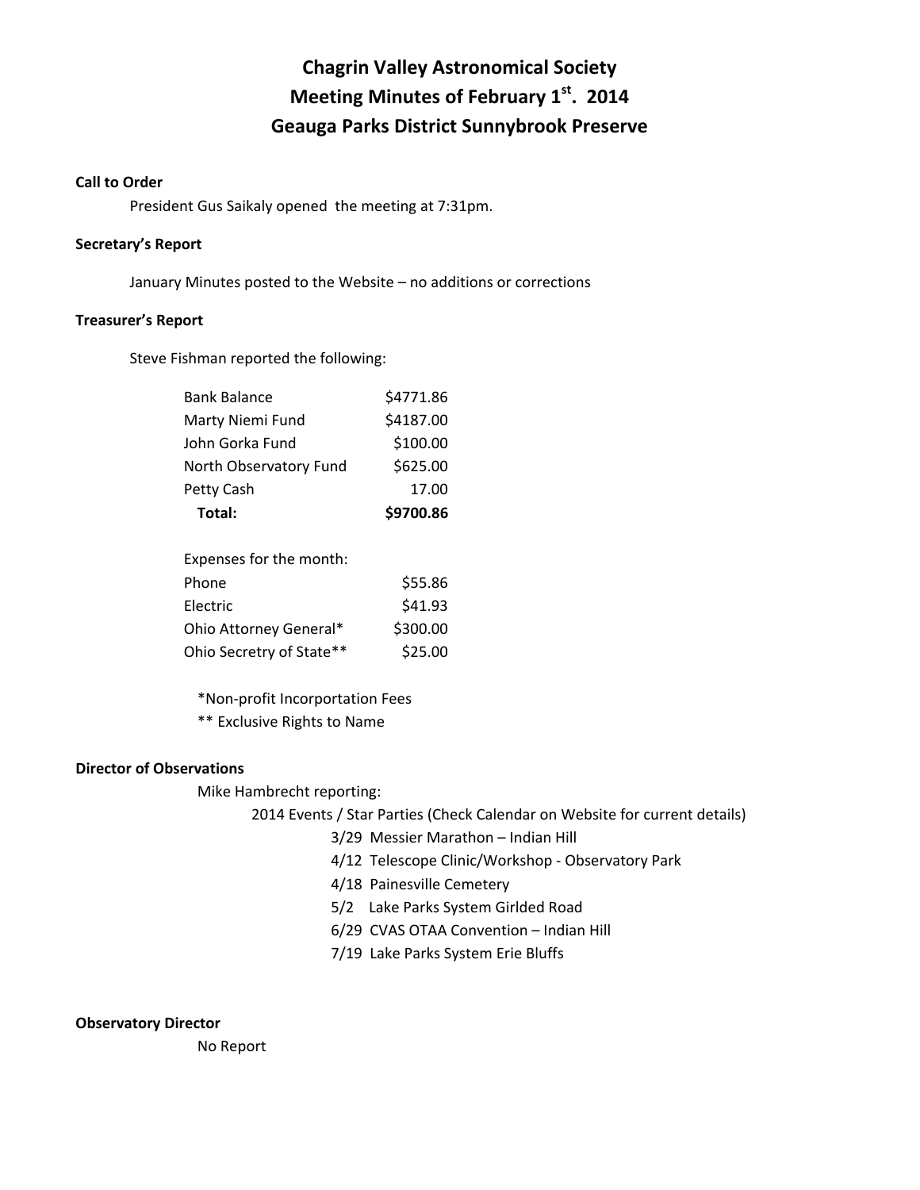# Chagrin Valley Astronomical Society
# Meeting Minutes of February 1st. 2014
# Geauga Parks District Sunnybrook Preserve

**Call to Order**

President Gus Saikaly opened the meeting at 7:31pm.

**Secretary's Report**

January Minutes posted to the Website – no additions or corrections

**Treasurer's Report**

Steve Fishman reported the following:

| | |
|---|---|
| Bank Balance | $4771.86 |
| Marty Niemi Fund | $4187.00 |
| John Gorka Fund | $100.00 |
| North Observatory Fund | $625.00 |
| Petty Cash | 17.00 |
| **Total:** | **$9700.86** |

| | |
|---|---|
| Expenses for the month: | |
| Phone | $55.86 |
| Electric | $41.93 |
| Ohio Attorney General* | $300.00 |
| Ohio Secretry of State** | $25.00 |

*Non-profit Incorportation Fees

** Exclusive Rights to Name

**Director of Observations**

Mike Hambrecht reporting:

2014 Events / Star Parties (Check Calendar on Website for current details)

- 3/29 Messier Marathon – Indian Hill
- 4/12 Telescope Clinic/Workshop - Observatory Park
- 4/18 Painesville Cemetery
- 5/2 Lake Parks System Girlded Road
- 6/29 CVAS OTAA Convention – Indian Hill
- 7/19 Lake Parks System Erie Bluffs

**Observatory Director**

No Report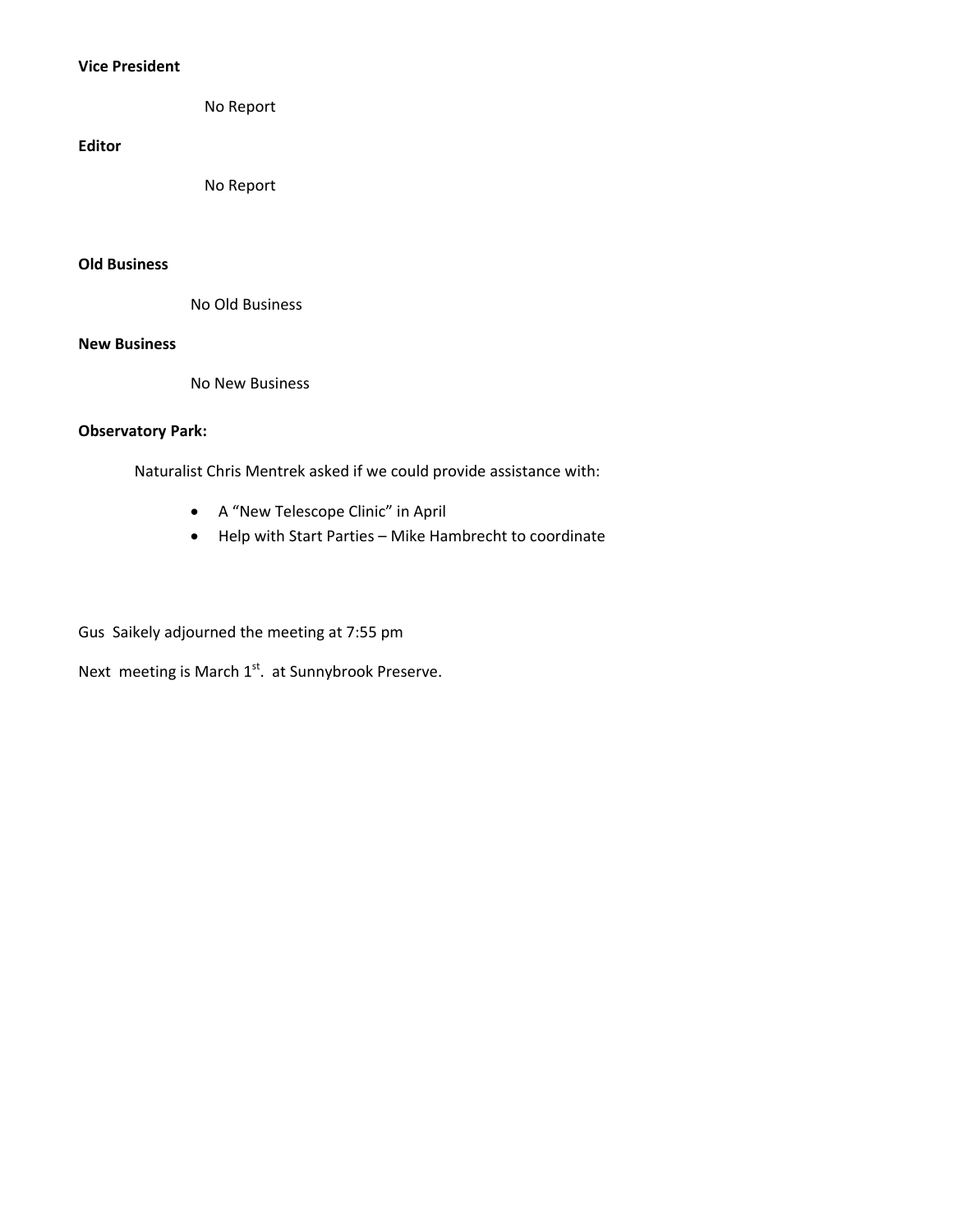**Vice President**

No Report

**Editor**

No Report

**Old Business**

No Old Business

**New Business**

No New Business

**Observatory Park:**

Naturalist Chris Mentrek asked if we could provide assistance with:

- A "New Telescope Clinic" in April
- Help with Start Parties – Mike Hambrecht to coordinate

Gus Saikely adjourned the meeting at 7:55 pm

Next meeting is March 1st. at Sunnybrook Preserve.